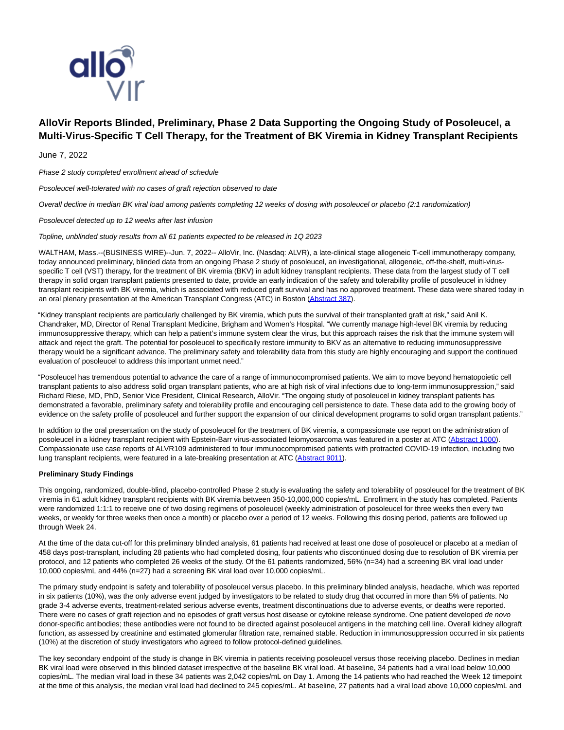# AlloVir Reports Blinded, Preliminary, Phase 2 Data Supporting the Ongoing Study of Posoleucel, a Multi-Virus-Specific T Cell Therapy, for the Treatment of BK Viremia in Kidney Transplant Recipients

June 7, 2022

*Phase 2 study completed enrollment ahead of schedule*

*Posoleucel well-tolerated with no cases of graft rejection observed to date*

*Overall decline in median BK viral load among patients completing 12 weeks of dosing with posoleucel or placebo (2:1 randomization)*

*Posoleucel detected up to 12 weeks after last infusion*

*Topline, unblinded study results from all 61 patients expected to be released in 1Q 2023*

WALTHAM, Mass.--(BUSINESS WIRE)--Jun. 7, 2022-- AlloVir, Inc. (Nasdaq: ALVR), a late-clinical stage allogeneic T-cell immunotherapy company, today announced preliminary, blinded data from an ongoing Phase 2 study of posoleucel, an investigational, allogeneic, off-the-shelf, multi-virus-specific T cell (VST) therapy, for the treatment of BK viremia (BKV) in adult kidney transplant recipients. These data from the largest study of T cell therapy in solid organ transplant patients presented to date, provide an early indication of the safety and tolerability profile of posoleucel in kidney transplant recipients with BK viremia, which is associated with reduced graft survival and has no approved treatment. These data were shared today in an oral plenary presentation at the American Transplant Congress (ATC) in Boston (Abstract 387).

"Kidney transplant recipients are particularly challenged by BK viremia, which puts the survival of their transplanted graft at risk," said Anil K. Chandraker, MD, Director of Renal Transplant Medicine, Brigham and Women's Hospital. "We currently manage high-level BK viremia by reducing immunosuppressive therapy, which can help a patient's immune system clear the virus, but this approach raises the risk that the immune system will attack and reject the graft. The potential for posoleucel to specifically restore immunity to BKV as an alternative to reducing immunosuppressive therapy would be a significant advance. The preliminary safety and tolerability data from this study are highly encouraging and support the continued evaluation of posoleucel to address this important unmet need."

"Posoleucel has tremendous potential to advance the care of a range of immunocompromised patients. We aim to move beyond hematopoietic cell transplant patients to also address solid organ transplant patients, who are at high risk of viral infections due to long-term immunosuppression," said Richard Riese, MD, PhD, Senior Vice President, Clinical Research, AlloVir. "The ongoing study of posoleucel in kidney transplant patients has demonstrated a favorable, preliminary safety and tolerability profile and encouraging cell persistence to date. These data add to the growing body of evidence on the safety profile of posoleucel and further support the expansion of our clinical development programs to solid organ transplant patients."

In addition to the oral presentation on the study of posoleucel for the treatment of BK viremia, a compassionate use report on the administration of posoleucel in a kidney transplant recipient with Epstein-Barr virus-associated leiomyosarcoma was featured in a poster at ATC (Abstract 1000). Compassionate use case reports of ALVR109 administered to four immunocompromised patients with protracted COVID-19 infection, including two lung transplant recipients, were featured in a late-breaking presentation at ATC (Abstract 9011).

**Preliminary Study Findings**

This ongoing, randomized, double-blind, placebo-controlled Phase 2 study is evaluating the safety and tolerability of posoleucel for the treatment of BK viremia in 61 adult kidney transplant recipients with BK viremia between 350-10,000,000 copies/mL. Enrollment in the study has completed. Patients were randomized 1:1:1 to receive one of two dosing regimens of posoleucel (weekly administration of posoleucel for three weeks then every two weeks, or weekly for three weeks then once a month) or placebo over a period of 12 weeks. Following this dosing period, patients are followed up through Week 24.

At the time of the data cut-off for this preliminary blinded analysis, 61 patients had received at least one dose of posoleucel or placebo at a median of 458 days post-transplant, including 28 patients who had completed dosing, four patients who discontinued dosing due to resolution of BK viremia per protocol, and 12 patients who completed 26 weeks of the study. Of the 61 patients randomized, 56% (n=34) had a screening BK viral load under 10,000 copies/mL and 44% (n=27) had a screening BK viral load over 10,000 copies/mL.

The primary study endpoint is safety and tolerability of posoleucel versus placebo. In this preliminary blinded analysis, headache, which was reported in six patients (10%), was the only adverse event judged by investigators to be related to study drug that occurred in more than 5% of patients. No grade 3-4 adverse events, treatment-related serious adverse events, treatment discontinuations due to adverse events, or deaths were reported. There were no cases of graft rejection and no episodes of graft versus host disease or cytokine release syndrome. One patient developed *de novo* donor-specific antibodies; these antibodies were not found to be directed against posoleucel antigens in the matching cell line. Overall kidney allograft function, as assessed by creatinine and estimated glomerular filtration rate, remained stable. Reduction in immunosuppression occurred in six patients (10%) at the discretion of study investigators who agreed to follow protocol-defined guidelines.

The key secondary endpoint of the study is change in BK viremia in patients receiving posoleucel versus those receiving placebo. Declines in median BK viral load were observed in this blinded dataset irrespective of the baseline BK viral load. At baseline, 34 patients had a viral load below 10,000 copies/mL. The median viral load in these 34 patients was 2,042 copies/mL on Day 1. Among the 14 patients who had reached the Week 12 timepoint at the time of this analysis, the median viral load had declined to 245 copies/mL. At baseline, 27 patients had a viral load above 10,000 copies/mL and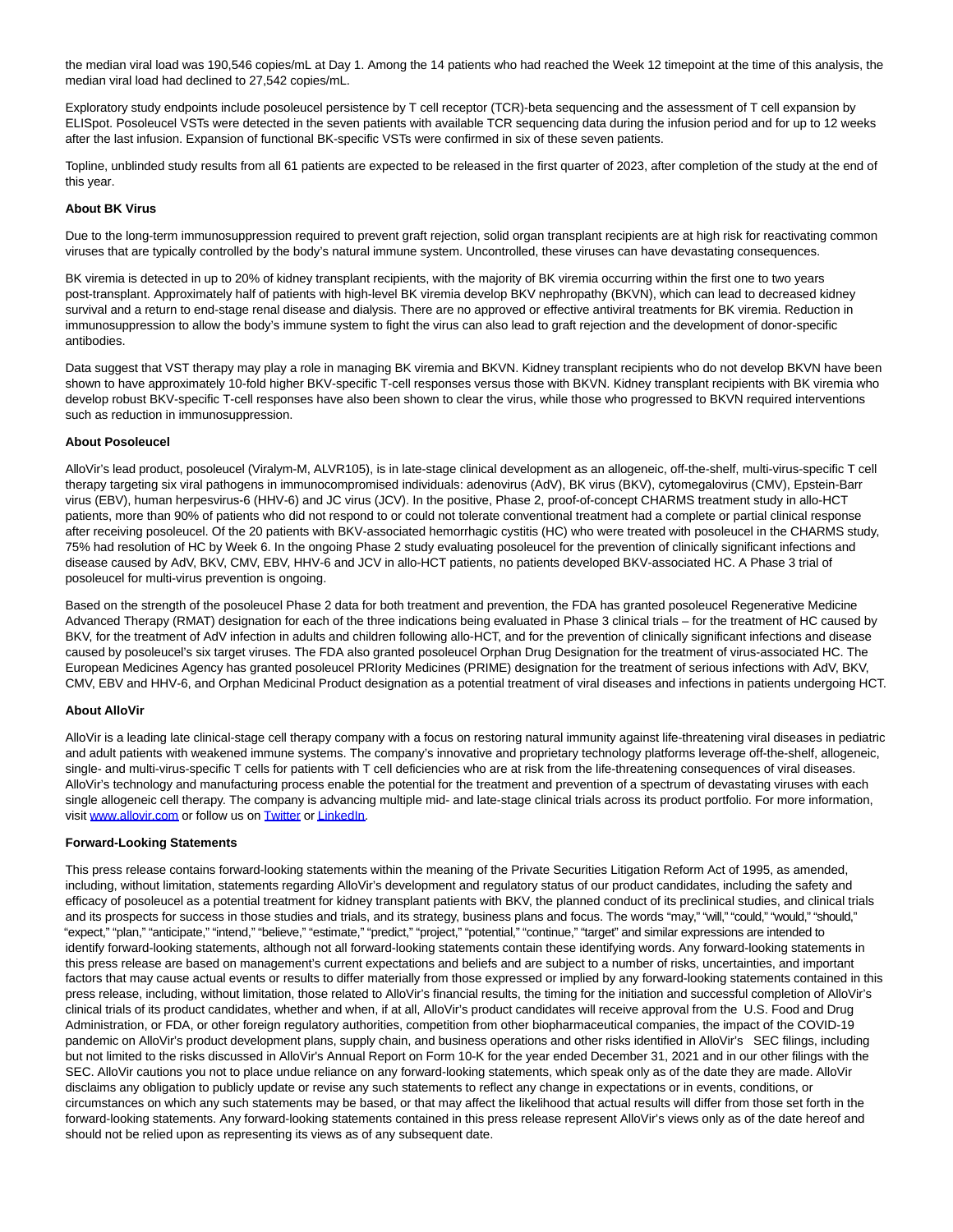the median viral load was 190,546 copies/mL at Day 1. Among the 14 patients who had reached the Week 12 timepoint at the time of this analysis, the median viral load had declined to 27,542 copies/mL.

Exploratory study endpoints include posoleucel persistence by T cell receptor (TCR)-beta sequencing and the assessment of T cell expansion by ELISpot. Posoleucel VSTs were detected in the seven patients with available TCR sequencing data during the infusion period and for up to 12 weeks after the last infusion. Expansion of functional BK-specific VSTs were confirmed in six of these seven patients.

Topline, unblinded study results from all 61 patients are expected to be released in the first quarter of 2023, after completion of the study at the end of this year.

**About BK Virus**

Due to the long-term immunosuppression required to prevent graft rejection, solid organ transplant recipients are at high risk for reactivating common viruses that are typically controlled by the body's natural immune system. Uncontrolled, these viruses can have devastating consequences.

BK viremia is detected in up to 20% of kidney transplant recipients, with the majority of BK viremia occurring within the first one to two years post-transplant. Approximately half of patients with high-level BK viremia develop BKV nephropathy (BKVN), which can lead to decreased kidney survival and a return to end-stage renal disease and dialysis. There are no approved or effective antiviral treatments for BK viremia. Reduction in immunosuppression to allow the body's immune system to fight the virus can also lead to graft rejection and the development of donor-specific antibodies.

Data suggest that VST therapy may play a role in managing BK viremia and BKVN. Kidney transplant recipients who do not develop BKVN have been shown to have approximately 10-fold higher BKV-specific T-cell responses versus those with BKVN. Kidney transplant recipients with BK viremia who develop robust BKV-specific T-cell responses have also been shown to clear the virus, while those who progressed to BKVN required interventions such as reduction in immunosuppression.

**About Posoleucel**

AlloVir's lead product, posoleucel (Viralym-M, ALVR105), is in late-stage clinical development as an allogeneic, off-the-shelf, multi-virus-specific T cell therapy targeting six viral pathogens in immunocompromised individuals: adenovirus (AdV), BK virus (BKV), cytomegalovirus (CMV), Epstein-Barr virus (EBV), human herpesvirus-6 (HHV-6) and JC virus (JCV). In the positive, Phase 2, proof-of-concept CHARMS treatment study in allo-HCT patients, more than 90% of patients who did not respond to or could not tolerate conventional treatment had a complete or partial clinical response after receiving posoleucel. Of the 20 patients with BKV-associated hemorrhagic cystitis (HC) who were treated with posoleucel in the CHARMS study, 75% had resolution of HC by Week 6. In the ongoing Phase 2 study evaluating posoleucel for the prevention of clinically significant infections and disease caused by AdV, BKV, CMV, EBV, HHV-6 and JCV in allo-HCT patients, no patients developed BKV-associated HC. A Phase 3 trial of posoleucel for multi-virus prevention is ongoing.

Based on the strength of the posoleucel Phase 2 data for both treatment and prevention, the FDA has granted posoleucel Regenerative Medicine Advanced Therapy (RMAT) designation for each of the three indications being evaluated in Phase 3 clinical trials – for the treatment of HC caused by BKV, for the treatment of AdV infection in adults and children following allo-HCT, and for the prevention of clinically significant infections and disease caused by posoleucel's six target viruses. The FDA also granted posoleucel Orphan Drug Designation for the treatment of virus-associated HC. The European Medicines Agency has granted posoleucel PRIority Medicines (PRIME) designation for the treatment of serious infections with AdV, BKV, CMV, EBV and HHV-6, and Orphan Medicinal Product designation as a potential treatment of viral diseases and infections in patients undergoing HCT.

**About AlloVir**

AlloVir is a leading late clinical-stage cell therapy company with a focus on restoring natural immunity against life-threatening viral diseases in pediatric and adult patients with weakened immune systems. The company's innovative and proprietary technology platforms leverage off-the-shelf, allogeneic, single- and multi-virus-specific T cells for patients with T cell deficiencies who are at risk from the life-threatening consequences of viral diseases. AlloVir's technology and manufacturing process enable the potential for the treatment and prevention of a spectrum of devastating viruses with each single allogeneic cell therapy. The company is advancing multiple mid- and late-stage clinical trials across its product portfolio. For more information, visit www.allovir.com or follow us on Twitter or LinkedIn.

**Forward-Looking Statements**

This press release contains forward-looking statements within the meaning of the Private Securities Litigation Reform Act of 1995, as amended, including, without limitation, statements regarding AlloVir's development and regulatory status of our product candidates, including the safety and efficacy of posoleucel as a potential treatment for kidney transplant patients with BKV, the planned conduct of its preclinical studies, and clinical trials and its prospects for success in those studies and trials, and its strategy, business plans and focus. The words "may," "will," "could," "would," "should," "expect," "plan," "anticipate," "intend," "believe," "estimate," "predict," "project," "potential," "continue," "target" and similar expressions are intended to identify forward-looking statements, although not all forward-looking statements contain these identifying words. Any forward-looking statements in this press release are based on management's current expectations and beliefs and are subject to a number of risks, uncertainties, and important factors that may cause actual events or results to differ materially from those expressed or implied by any forward-looking statements contained in this press release, including, without limitation, those related to AlloVir's financial results, the timing for the initiation and successful completion of AlloVir's clinical trials of its product candidates, whether and when, if at all, AlloVir's product candidates will receive approval from the U.S. Food and Drug Administration, or FDA, or other foreign regulatory authorities, competition from other biopharmaceutical companies, the impact of the COVID-19 pandemic on AlloVir's product development plans, supply chain, and business operations and other risks identified in AlloVir's SEC filings, including but not limited to the risks discussed in AlloVir's Annual Report on Form 10-K for the year ended December 31, 2021 and in our other filings with the SEC. AlloVir cautions you not to place undue reliance on any forward-looking statements, which speak only as of the date they are made. AlloVir disclaims any obligation to publicly update or revise any such statements to reflect any change in expectations or in events, conditions, or circumstances on which any such statements may be based, or that may affect the likelihood that actual results will differ from those set forth in the forward-looking statements. Any forward-looking statements contained in this press release represent AlloVir's views only as of the date hereof and should not be relied upon as representing its views as of any subsequent date.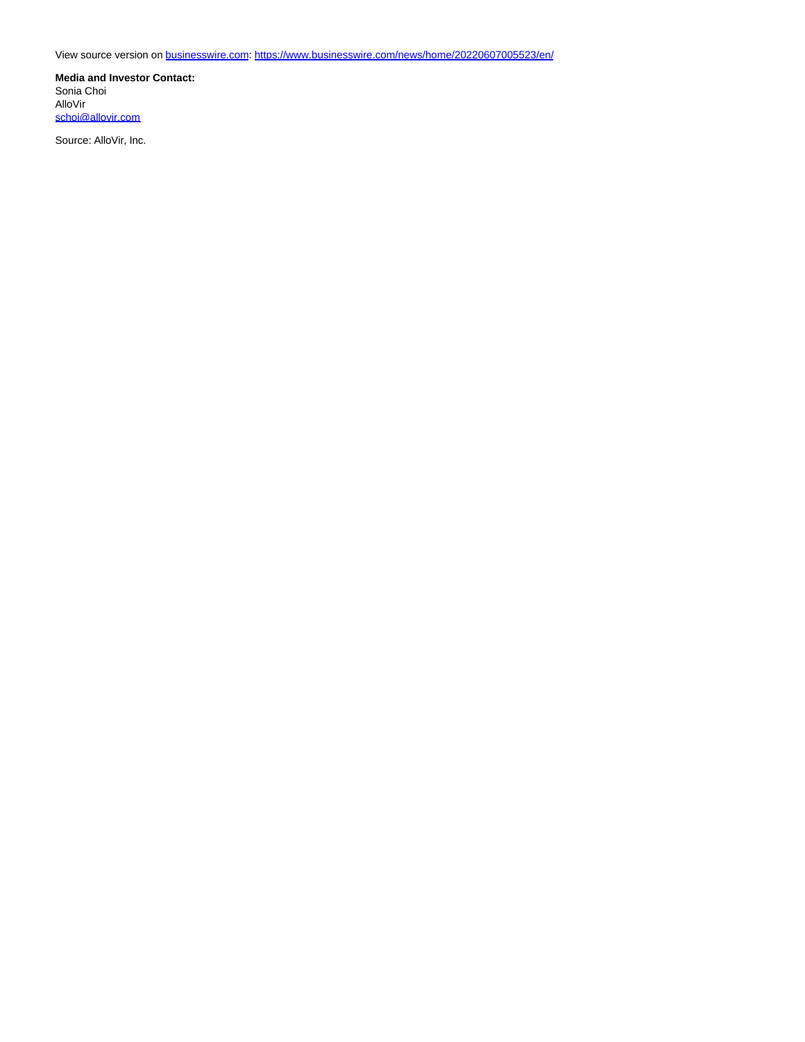View source version on businesswire.com: https://www.businesswire.com/news/home/20220607005523/en/

**Media and Investor Contact:**
Sonia Choi
AlloVir
schoi@allovir.com

Source: AlloVir, Inc.